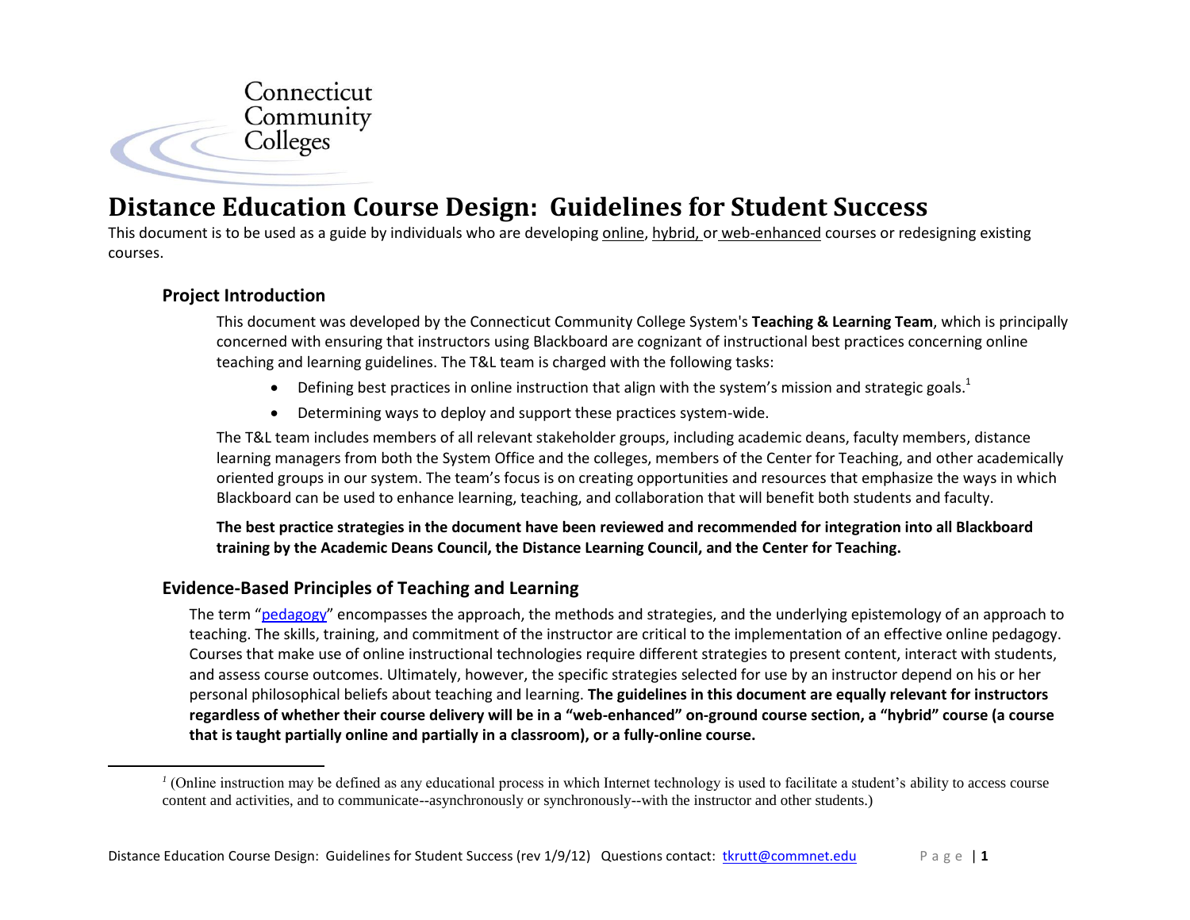Connecticut Community Colleges

# Distance Education Course Design: Guidelines for Student Success

This document is to be used as a guide by individuals who are developing online, hybrid, or web-enhanced courses or redesigning existing courses.

## Project Introduction

This document was developed by the Connecticut Community College System's **Teaching & Learning Team**, which is principally concerned with ensuring that instructors using Blackboard are cognizant of instructional best practices concerning online teaching and learning guidelines. The T&L team is charged with the following tasks:

- Defining best practices in online instruction that align with the system's mission and strategic goals.[1]
- Determining ways to deploy and support these practices system-wide.

The T&L team includes members of all relevant stakeholder groups, including academic deans, faculty members, distance learning managers from both the System Office and the colleges, members of the Center for Teaching, and other academically oriented groups in our system. The team's focus is on creating opportunities and resources that emphasize the ways in which Blackboard can be used to enhance learning, teaching, and collaboration that will benefit both students and faculty.

**The best practice strategies in the document have been reviewed and recommended for integration into all Blackboard training by the Academic Deans Council, the Distance Learning Council, and the Center for Teaching.**

## Evidence-Based Principles of Teaching and Learning

The term "pedagogy" encompasses the approach, the methods and strategies, and the underlying epistemology of an approach to teaching. The skills, training, and commitment of the instructor are critical to the implementation of an effective online pedagogy. Courses that make use of online instructional technologies require different strategies to present content, interact with students, and assess course outcomes. Ultimately, however, the specific strategies selected for use by an instructor depend on his or her personal philosophical beliefs about teaching and learning. **The guidelines in this document are equally relevant for instructors regardless of whether their course delivery will be in a "web-enhanced" on-ground course section, a "hybrid" course (a course that is taught partially online and partially in a classroom), or a fully-online course.**

---

[1] (Online instruction may be defined as any educational process in which Internet technology is used to facilitate a student's ability to access course content and activities, and to communicate--asynchronously or synchronously--with the instructor and other students.)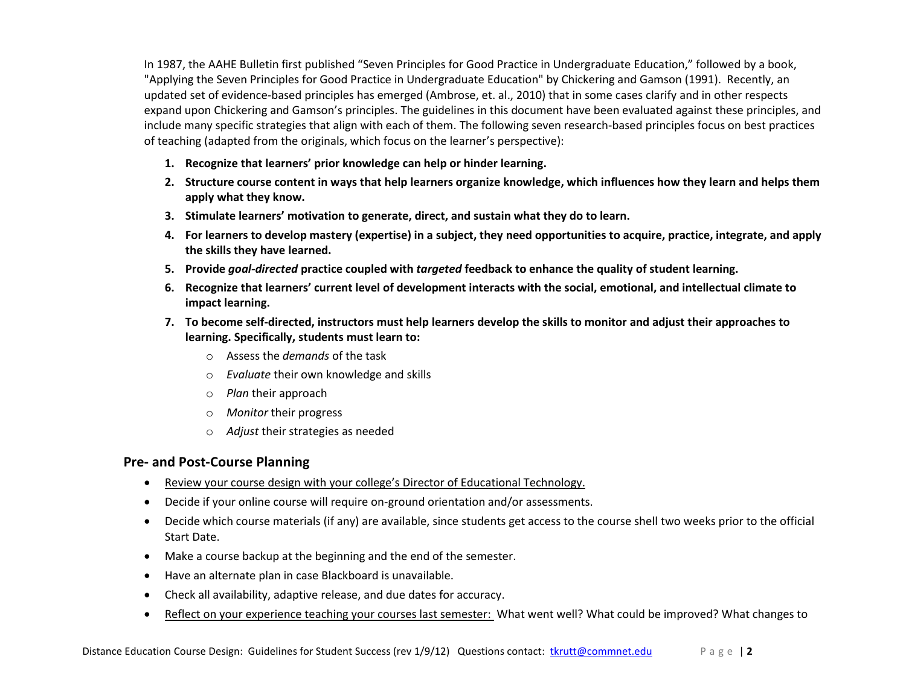In 1987, the AAHE Bulletin first published "Seven Principles for Good Practice in Undergraduate Education," followed by a book, "Applying the Seven Principles for Good Practice in Undergraduate Education" by Chickering and Gamson (1991). Recently, an updated set of evidence-based principles has emerged (Ambrose, et. al., 2010) that in some cases clarify and in other respects expand upon Chickering and Gamson's principles. The guidelines in this document have been evaluated against these principles, and include many specific strategies that align with each of them. The following seven research-based principles focus on best practices of teaching (adapted from the originals, which focus on the learner's perspective):

1. **Recognize that learners' prior knowledge can help or hinder learning.**
2. **Structure course content in ways that help learners organize knowledge, which influences how they learn and helps them apply what they know.**
3. **Stimulate learners' motivation to generate, direct, and sustain what they do to learn.**
4. **For learners to develop mastery (expertise) in a subject, they need opportunities to acquire, practice, integrate, and apply the skills they have learned.**
5. **Provide *goal-directed* practice coupled with *targeted* feedback to enhance the quality of student learning.**
6. **Recognize that learners' current level of development interacts with the social, emotional, and intellectual climate to impact learning.**
7. **To become self-directed, instructors must help learners develop the skills to monitor and adjust their approaches to learning. Specifically, students must learn to:**
   - Assess the *demands* of the task
   - *Evaluate* their own knowledge and skills
   - *Plan* their approach
   - *Monitor* their progress
   - *Adjust* their strategies as needed

## Pre- and Post-Course Planning

- Review your course design with your college's Director of Educational Technology.
- Decide if your online course will require on-ground orientation and/or assessments.
- Decide which course materials (if any) are available, since students get access to the course shell two weeks prior to the official Start Date.
- Make a course backup at the beginning and the end of the semester.
- Have an alternate plan in case Blackboard is unavailable.
- Check all availability, adaptive release, and due dates for accuracy.
- Reflect on your experience teaching your courses last semester: What went well? What could be improved? What changes to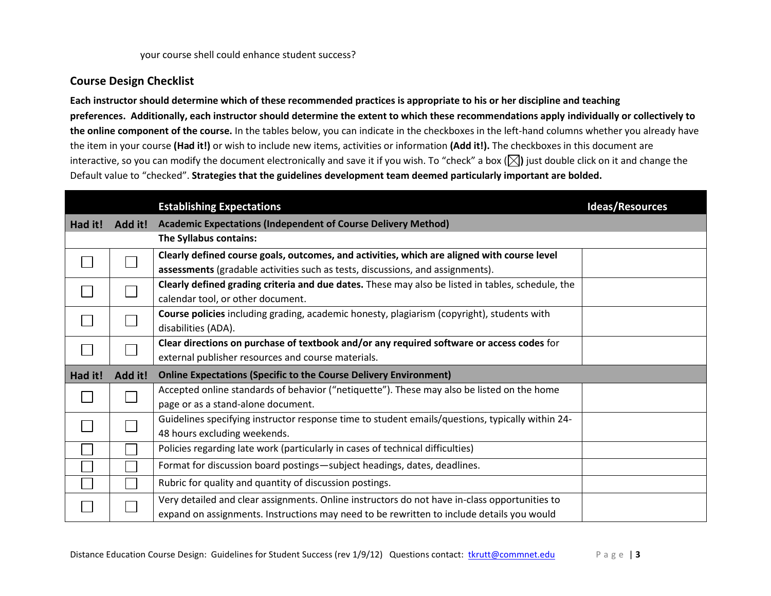your course shell could enhance student success?

## Course Design Checklist

**Each instructor should determine which of these recommended practices is appropriate to his or her discipline and teaching preferences. Additionally, each instructor should determine the extent to which these recommendations apply individually or collectively to the online component of the course.** In the tables below, you can indicate in the checkboxes in the left-hand columns whether you already have the item in your course **(Had it!)** or wish to include new items, activities or information **(Add it!).** The checkboxes in this document are interactive, so you can modify the document electronically and save it if you wish. To "check" a box (☒**)** just double click on it and change the Default value to "checked". **Strategies that the guidelines development team deemed particularly important are bolded.**

| | | **Establishing Expectations** | **Ideas/Resources** |
|---|---|---|---|
| **Had it!** | **Add it!** | **Academic Expectations (Independent of Course Delivery Method)** | |
| | | **The Syllabus contains:** | |
| ☐ | ☐ | **Clearly defined course goals, outcomes, and activities, which are aligned with course level assessments** (gradable activities such as tests, discussions, and assignments). | |
| ☐ | ☐ | **Clearly defined grading criteria and due dates.** These may also be listed in tables, schedule, the calendar tool, or other document. | |
| ☐ | ☐ | **Course policies** including grading, academic honesty, plagiarism (copyright), students with disabilities (ADA). | |
| ☐ | ☐ | **Clear directions on purchase of textbook and/or any required software or access codes** for external publisher resources and course materials. | |
| **Had it!** | **Add it!** | **Online Expectations (Specific to the Course Delivery Environment)** | |
| ☐ | ☐ | Accepted online standards of behavior ("netiquette"). These may also be listed on the home page or as a stand-alone document. | |
| ☐ | ☐ | Guidelines specifying instructor response time to student emails/questions, typically within 24-48 hours excluding weekends. | |
| ☐ | ☐ | Policies regarding late work (particularly in cases of technical difficulties) | |
| ☐ | ☐ | Format for discussion board postings—subject headings, dates, deadlines. | |
| ☐ | ☐ | Rubric for quality and quantity of discussion postings. | |
| ☐ | ☐ | Very detailed and clear assignments. Online instructors do not have in-class opportunities to expand on assignments. Instructions may need to be rewritten to include details you would | |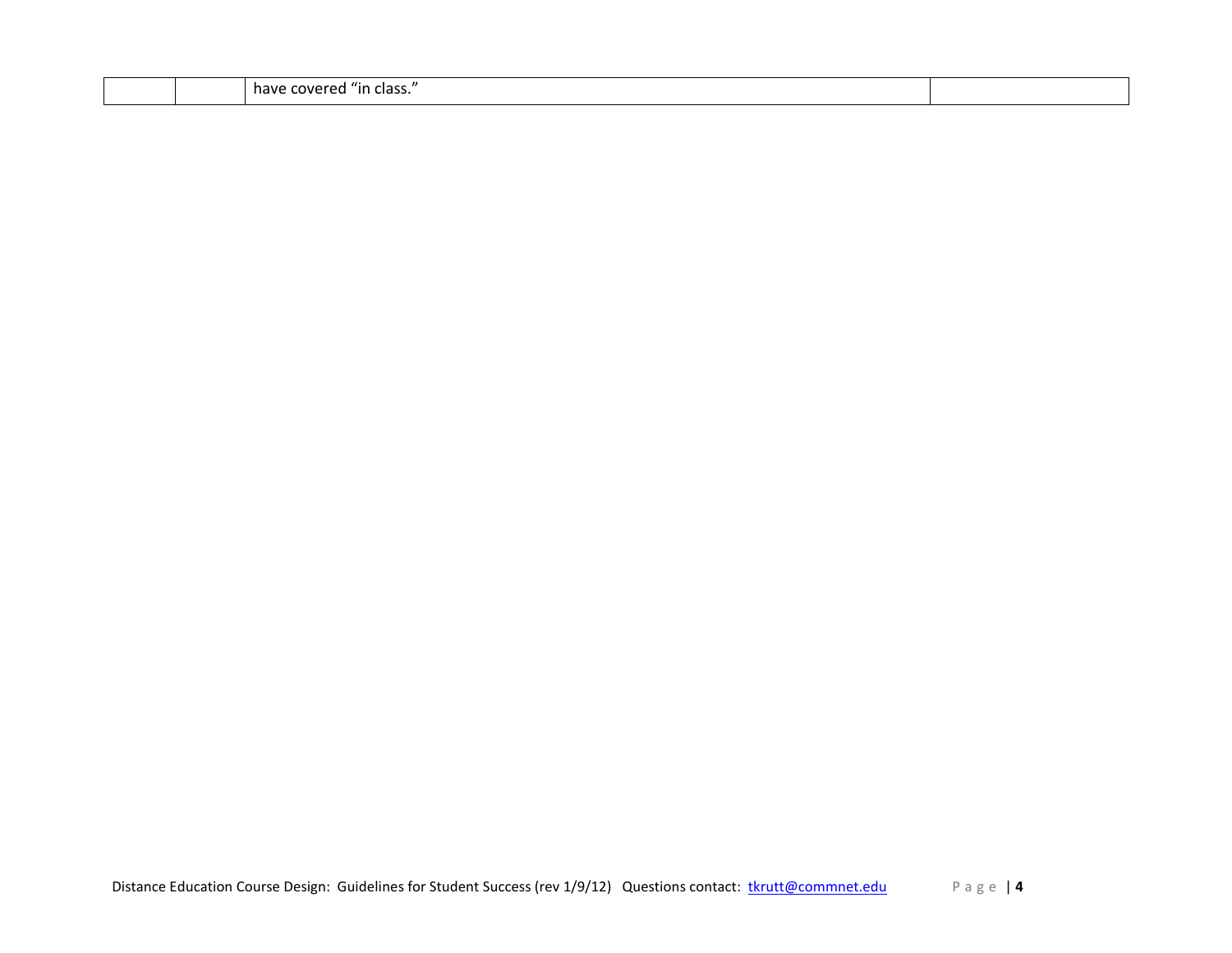| | | | |
|---|---|---|---|
| | | have covered “in class.” | |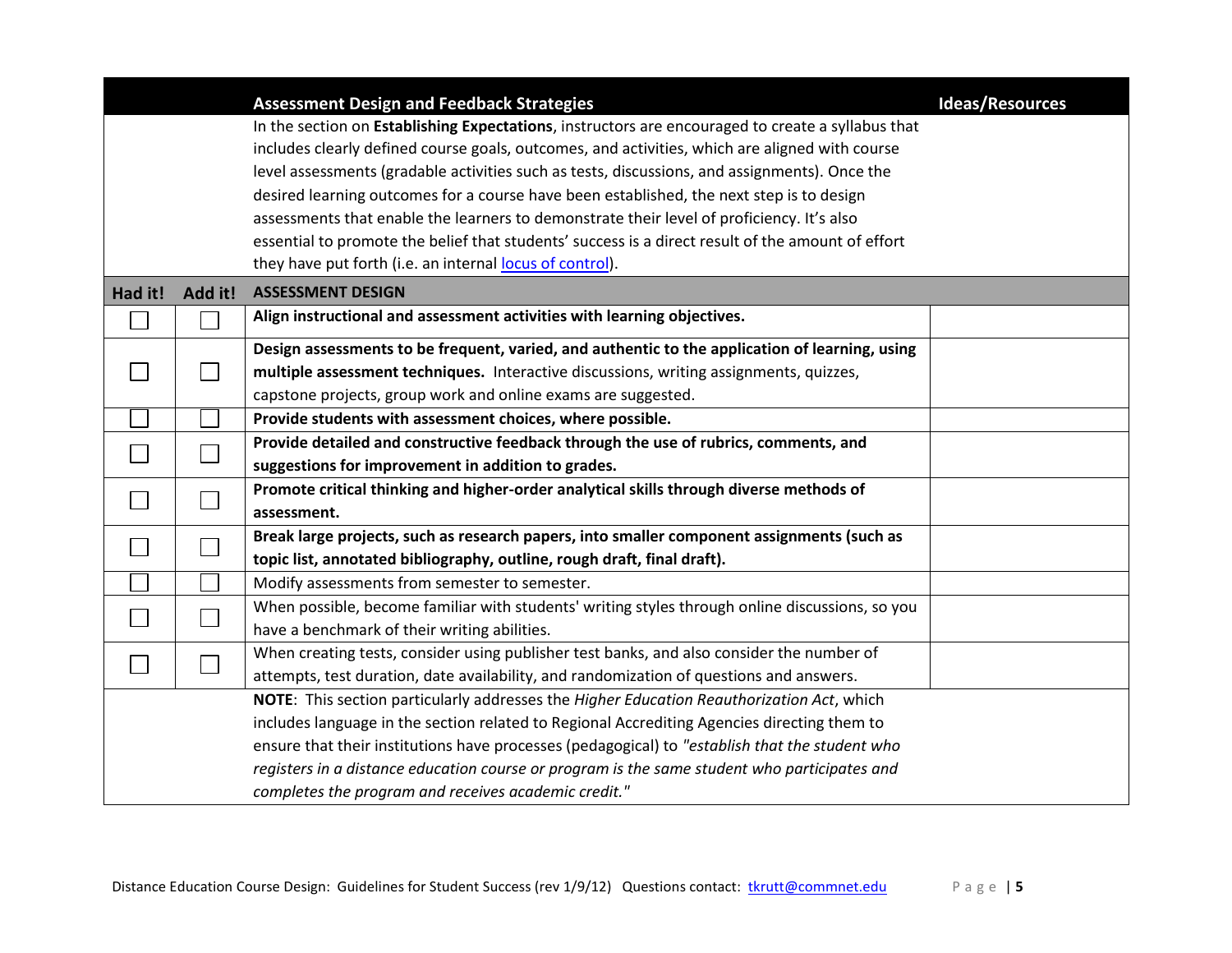| | | **Assessment Design and Feedback Strategies** | **Ideas/Resources** |
|---|---|---|---|
| | | In the section on **Establishing Expectations**, instructors are encouraged to create a syllabus that includes clearly defined course goals, outcomes, and activities, which are aligned with course level assessments (gradable activities such as tests, discussions, and assignments). Once the desired learning outcomes for a course have been established, the next step is to design assessments that enable the learners to demonstrate their level of proficiency. It's also essential to promote the belief that students' success is a direct result of the amount of effort they have put forth (i.e. an internal [locus of control](locus of control)). | |
| **Had it!** | **Add it!** | **ASSESSMENT DESIGN** | |
| ☐ | ☐ | **Align instructional and assessment activities with learning objectives.** | |
| ☐ | ☐ | **Design assessments to be frequent, varied, and authentic to the application of learning, using multiple assessment techniques.** Interactive discussions, writing assignments, quizzes, capstone projects, group work and online exams are suggested. | |
| ☐ | ☐ | **Provide students with assessment choices, where possible.** | |
| ☐ | ☐ | **Provide detailed and constructive feedback through the use of rubrics, comments, and suggestions for improvement in addition to grades.** | |
| ☐ | ☐ | **Promote critical thinking and higher-order analytical skills through diverse methods of assessment.** | |
| ☐ | ☐ | **Break large projects, such as research papers, into smaller component assignments (such as topic list, annotated bibliography, outline, rough draft, final draft).** | |
| ☐ | ☐ | Modify assessments from semester to semester. | |
| ☐ | ☐ | When possible, become familiar with students' writing styles through online discussions, so you have a benchmark of their writing abilities. | |
| ☐ | ☐ | When creating tests, consider using publisher test banks, and also consider the number of attempts, test duration, date availability, and randomization of questions and answers. | |
| | | **NOTE**: This section particularly addresses the *Higher Education Reauthorization Act*, which includes language in the section related to Regional Accrediting Agencies directing them to ensure that their institutions have processes (pedagogical) to *"establish that the student who registers in a distance education course or program is the same student who participates and completes the program and receives academic credit."* | |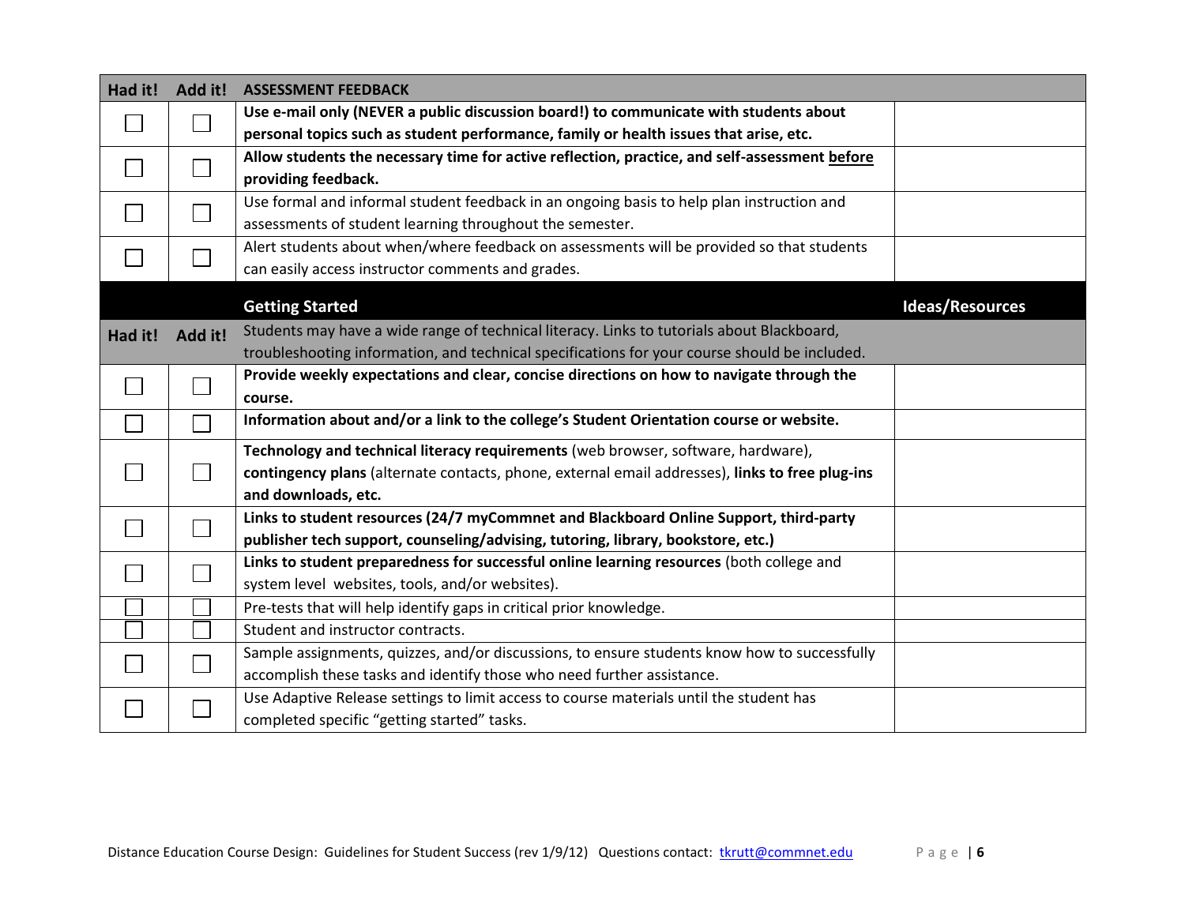| Had it! | Add it! | ASSESSMENT FEEDBACK | |
|---|---|---|---|
| ☐ | ☐ | **Use e-mail only (NEVER a public discussion board!) to communicate with students about personal topics such as student performance, family or health issues that arise, etc.** | |
| ☐ | ☐ | **Allow students the necessary time for active reflection, practice, and self-assessment before providing feedback.** | |
| ☐ | ☐ | Use formal and informal student feedback in an ongoing basis to help plan instruction and assessments of student learning throughout the semester. | |
| ☐ | ☐ | Alert students about when/where feedback on assessments will be provided so that students can easily access instructor comments and grades. | |

| | | **Getting Started** | **Ideas/Resources** |
|---|---|---|---|
| **Had it!** | **Add it!** | Students may have a wide range of technical literacy. Links to tutorials about Blackboard, troubleshooting information, and technical specifications for your course should be included. | |
| ☐ | ☐ | **Provide weekly expectations and clear, concise directions on how to navigate through the course.** | |
| ☐ | ☐ | **Information about and/or a link to the college's Student Orientation course or website.** | |
| ☐ | ☐ | **Technology and technical literacy requirements** (web browser, software, hardware), **contingency plans** (alternate contacts, phone, external email addresses), **links to free plug-ins and downloads, etc.** | |
| ☐ | ☐ | **Links to student resources (24/7 myCommnet and Blackboard Online Support, third-party publisher tech support, counseling/advising, tutoring, library, bookstore, etc.)** | |
| ☐ | ☐ | **Links to student preparedness for successful online learning resources** (both college and system level websites, tools, and/or websites). | |
| ☐ | ☐ | Pre-tests that will help identify gaps in critical prior knowledge. | |
| ☐ | ☐ | Student and instructor contracts. | |
| ☐ | ☐ | Sample assignments, quizzes, and/or discussions, to ensure students know how to successfully accomplish these tasks and identify those who need further assistance. | |
| ☐ | ☐ | Use Adaptive Release settings to limit access to course materials until the student has completed specific "getting started" tasks. | |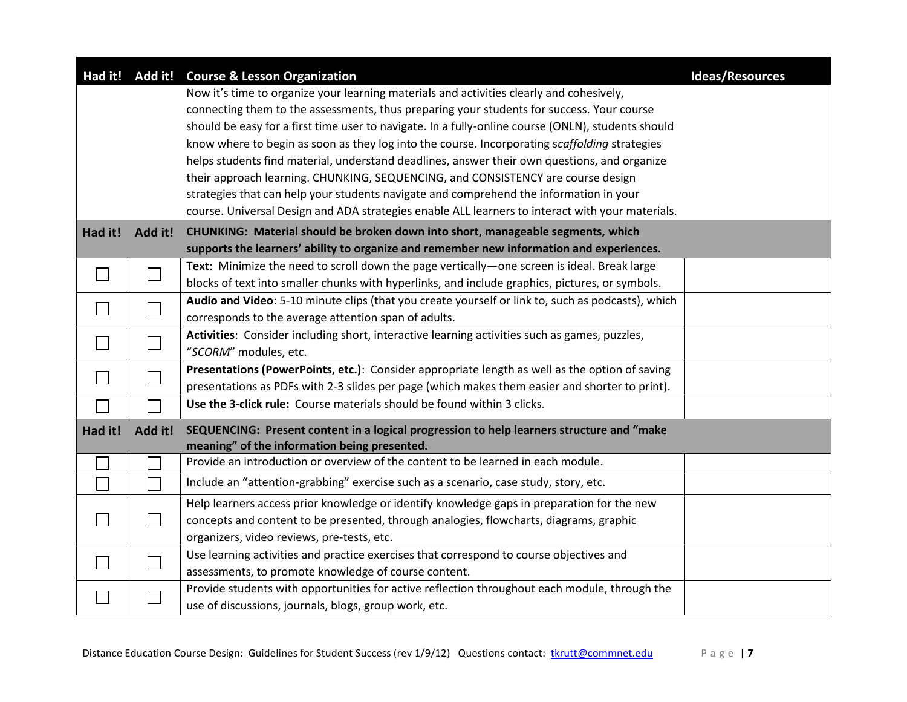| Had it! | Add it! | Course & Lesson Organization | Ideas/Resources |
|---|---|---|---|
| | | Now it's time to organize your learning materials and activities clearly and cohesively, connecting them to the assessments, thus preparing your students for success. Your course should be easy for a first time user to navigate. In a fully-online course (ONLN), students should know where to begin as soon as they log into the course. Incorporating s*caffolding* strategies helps students find material, understand deadlines, answer their own questions, and organize their approach learning. CHUNKING, SEQUENCING, and CONSISTENCY are course design strategies that can help your students navigate and comprehend the information in your course. Universal Design and ADA strategies enable ALL learners to interact with your materials. | |
| **Had it!** | **Add it!** | **CHUNKING: Material should be broken down into short, manageable segments, which supports the learners' ability to organize and remember new information and experiences.** | |
| ☐ | ☐ | **Text**: Minimize the need to scroll down the page vertically—one screen is ideal. Break large blocks of text into smaller chunks with hyperlinks, and include graphics, pictures, or symbols. | |
| ☐ | ☐ | **Audio and Video**: 5-10 minute clips (that you create yourself or link to, such as podcasts), which corresponds to the average attention span of adults. | |
| ☐ | ☐ | **Activities**: Consider including short, interactive learning activities such as games, puzzles, "*SCORM*" modules, etc. | |
| ☐ | ☐ | **Presentations (PowerPoints, etc.)**: Consider appropriate length as well as the option of saving presentations as PDFs with 2-3 slides per page (which makes them easier and shorter to print). | |
| ☐ | ☐ | **Use the 3-click rule:** Course materials should be found within 3 clicks. | |
| **Had it!** | **Add it!** | **SEQUENCING: Present content in a logical progression to help learners structure and "make meaning" of the information being presented.** | |
| ☐ | ☐ | Provide an introduction or overview of the content to be learned in each module. | |
| ☐ | ☐ | Include an "attention-grabbing" exercise such as a scenario, case study, story, etc. | |
| ☐ | ☐ | Help learners access prior knowledge or identify knowledge gaps in preparation for the new concepts and content to be presented, through analogies, flowcharts, diagrams, graphic organizers, video reviews, pre-tests, etc. | |
| ☐ | ☐ | Use learning activities and practice exercises that correspond to course objectives and assessments, to promote knowledge of course content. | |
| ☐ | ☐ | Provide students with opportunities for active reflection throughout each module, through the use of discussions, journals, blogs, group work, etc. | |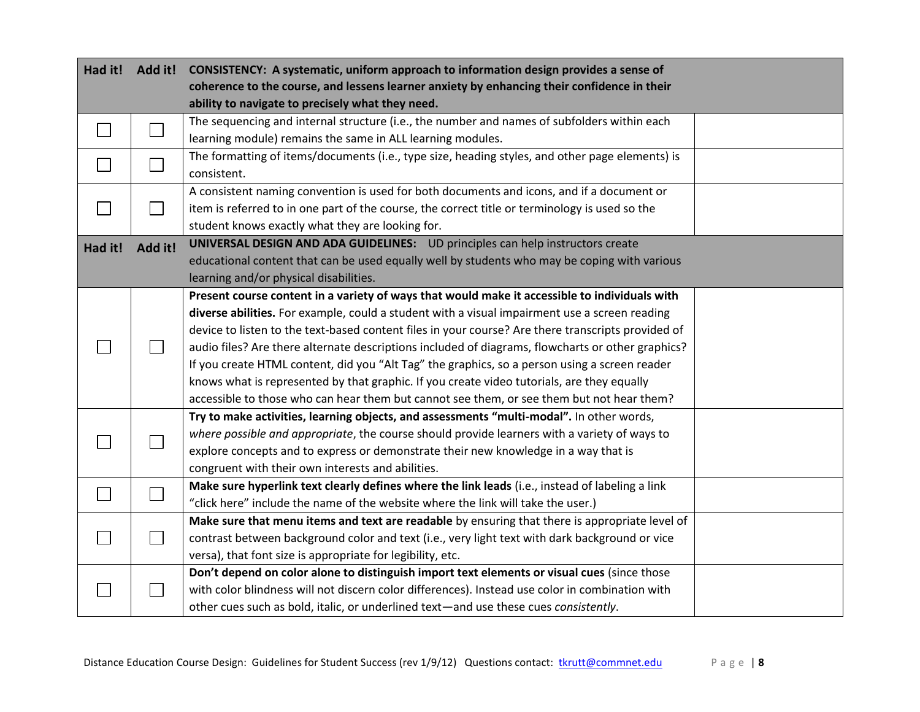| Had it! | Add it! | CONSISTENCY: A systematic, uniform approach to information design provides a sense of coherence to the course, and lessens learner anxiety by enhancing their confidence in their ability to navigate to precisely what they need. | |
|---|---|---|---|
| ☐ | ☐ | The sequencing and internal structure (i.e., the number and names of subfolders within each learning module) remains the same in ALL learning modules. | |
| ☐ | ☐ | The formatting of items/documents (i.e., type size, heading styles, and other page elements) is consistent. | |
| ☐ | ☐ | A consistent naming convention is used for both documents and icons, and if a document or item is referred to in one part of the course, the correct title or terminology is used so the student knows exactly what they are looking for. | |
| **Had it!** | **Add it!** | **UNIVERSAL DESIGN AND ADA GUIDELINES:** UD principles can help instructors create educational content that can be used equally well by students who may be coping with various learning and/or physical disabilities. | |
| ☐ | ☐ | **Present course content in a variety of ways that would make it accessible to individuals with diverse abilities.** For example, could a student with a visual impairment use a screen reading device to listen to the text-based content files in your course? Are there transcripts provided of audio files? Are there alternate descriptions included of diagrams, flowcharts or other graphics? If you create HTML content, did you "Alt Tag" the graphics, so a person using a screen reader knows what is represented by that graphic. If you create video tutorials, are they equally accessible to those who can hear them but cannot see them, or see them but not hear them? | |
| ☐ | ☐ | **Try to make activities, learning objects, and assessments "multi-modal".** In other words, *where possible and appropriate*, the course should provide learners with a variety of ways to explore concepts and to express or demonstrate their new knowledge in a way that is congruent with their own interests and abilities. | |
| ☐ | ☐ | **Make sure hyperlink text clearly defines where the link leads** (i.e., instead of labeling a link "click here" include the name of the website where the link will take the user.) | |
| ☐ | ☐ | **Make sure that menu items and text are readable** by ensuring that there is appropriate level of contrast between background color and text (i.e., very light text with dark background or vice versa), that font size is appropriate for legibility, etc. | |
| ☐ | ☐ | **Don't depend on color alone to distinguish import text elements or visual cues** (since those with color blindness will not discern color differences). Instead use color in combination with other cues such as bold, italic, or underlined text—and use these cues *consistently*. | |

Distance Education Course Design: Guidelines for Student Success (rev 1/9/12) Questions contact: tkrutt@commnet.edu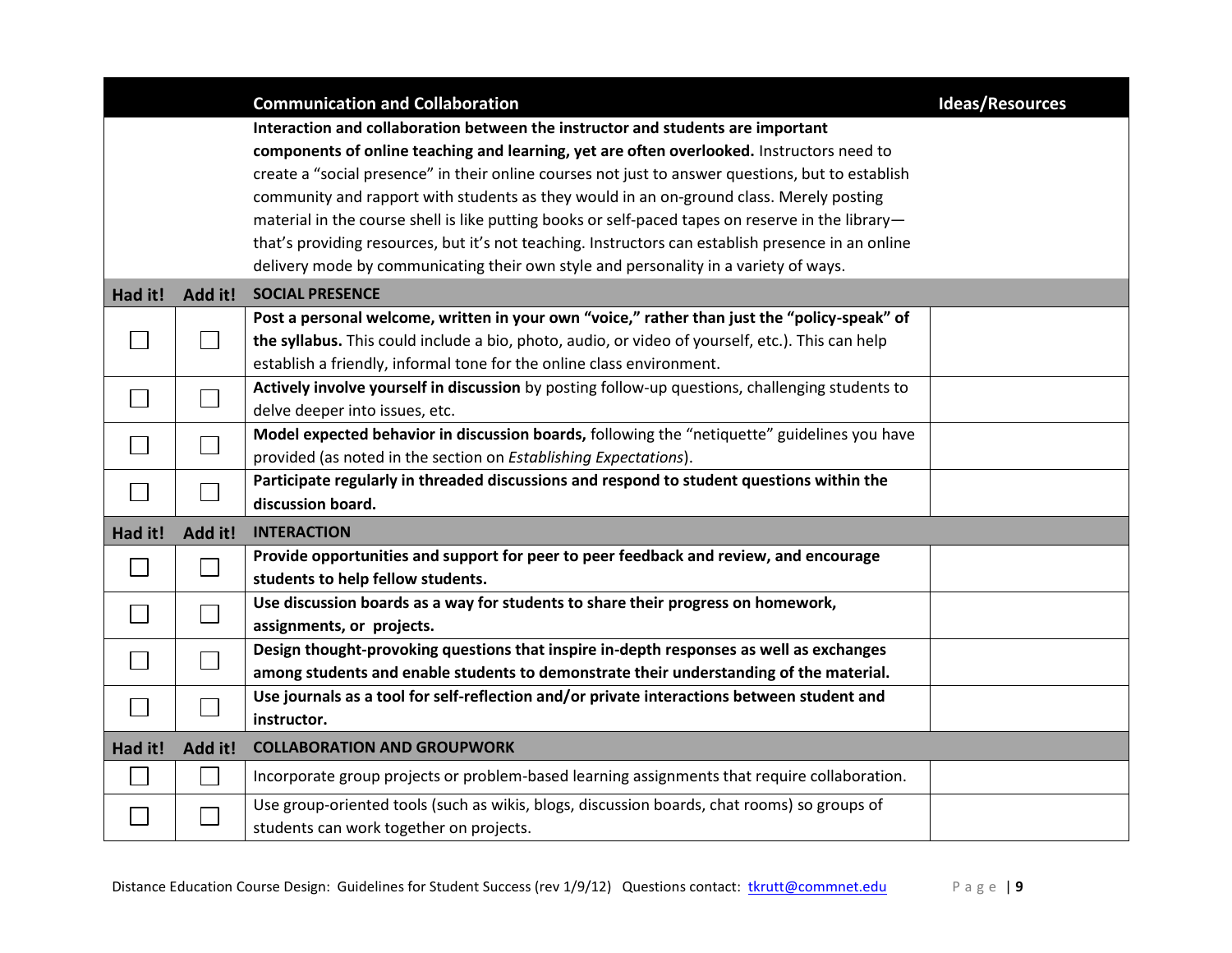| | | Communication and Collaboration | Ideas/Resources |
|---|---|---|---|
| | | **Interaction and collaboration between the instructor and students are important components of online teaching and learning, yet are often overlooked.** Instructors need to create a "social presence" in their online courses not just to answer questions, but to establish community and rapport with students as they would in an on-ground class. Merely posting material in the course shell is like putting books or self-paced tapes on reserve in the library—that's providing resources, but it's not teaching. Instructors can establish presence in an online delivery mode by communicating their own style and personality in a variety of ways. | |
| **Had it!** | **Add it!** | **SOCIAL PRESENCE** | |
| ☐ | ☐ | **Post a personal welcome, written in your own "voice," rather than just the "policy-speak" of the syllabus.** This could include a bio, photo, audio, or video of yourself, etc.). This can help establish a friendly, informal tone for the online class environment. | |
| ☐ | ☐ | **Actively involve yourself in discussion** by posting follow-up questions, challenging students to delve deeper into issues, etc. | |
| ☐ | ☐ | **Model expected behavior in discussion boards,** following the "netiquette" guidelines you have provided (as noted in the section on *Establishing Expectations*). | |
| ☐ | ☐ | **Participate regularly in threaded discussions and respond to student questions within the discussion board.** | |
| **Had it!** | **Add it!** | **INTERACTION** | |
| ☐ | ☐ | **Provide opportunities and support for peer to peer feedback and review, and encourage students to help fellow students.** | |
| ☐ | ☐ | **Use discussion boards as a way for students to share their progress on homework, assignments, or projects.** | |
| ☐ | ☐ | **Design thought-provoking questions that inspire in-depth responses as well as exchanges among students and enable students to demonstrate their understanding of the material.** | |
| ☐ | ☐ | **Use journals as a tool for self-reflection and/or private interactions between student and instructor.** | |
| **Had it!** | **Add it!** | **COLLABORATION AND GROUPWORK** | |
| ☐ | ☐ | Incorporate group projects or problem-based learning assignments that require collaboration. | |
| ☐ | ☐ | Use group-oriented tools (such as wikis, blogs, discussion boards, chat rooms) so groups of students can work together on projects. | |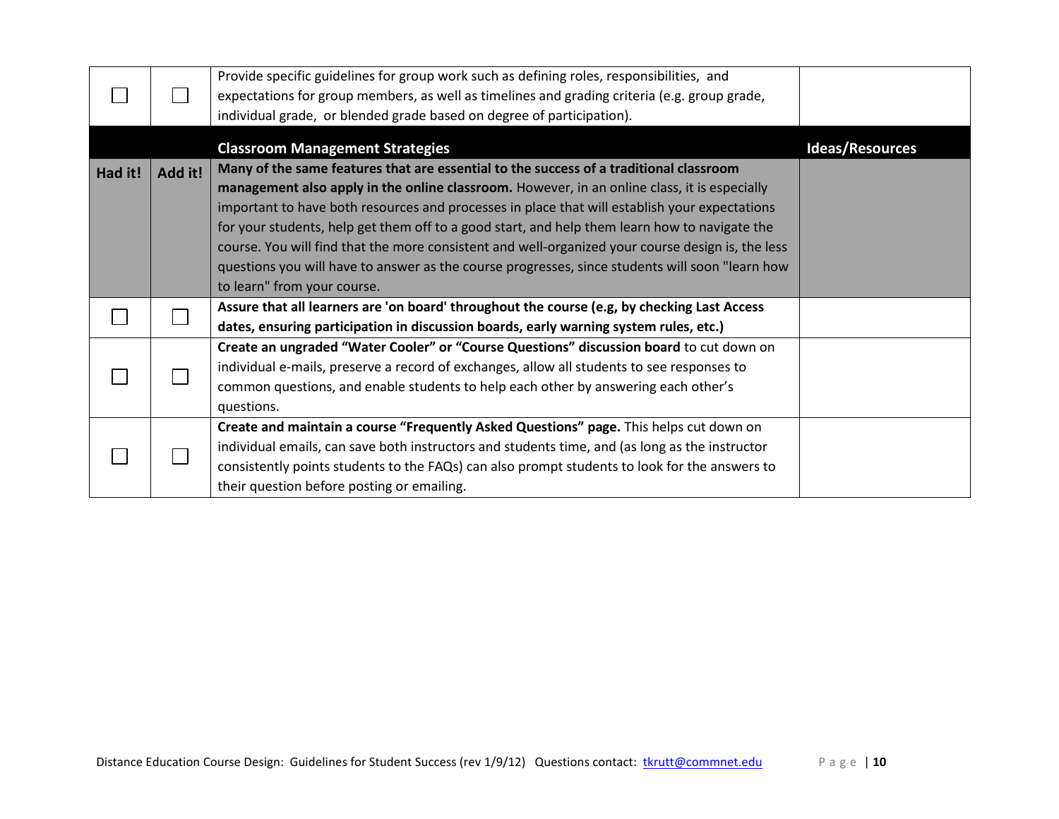| | | | |
|---|---|---|---|
| ☐ | ☐ | Provide specific guidelines for group work such as defining roles, responsibilities, and expectations for group members, as well as timelines and grading criteria (e.g. group grade, individual grade, or blended grade based on degree of participation). | |
| | | **Classroom Management Strategies** | **Ideas/Resources** |
| **Had it!** | **Add it!** | **Many of the same features that are essential to the success of a traditional classroom management also apply in the online classroom.** However, in an online class, it is especially important to have both resources and processes in place that will establish your expectations for your students, help get them off to a good start, and help them learn how to navigate the course. You will find that the more consistent and well-organized your course design is, the less questions you will have to answer as the course progresses, since students will soon "learn how to learn" from your course. | |
| ☐ | ☐ | **Assure that all learners are 'on board' throughout the course (e.g, by checking Last Access dates, ensuring participation in discussion boards, early warning system rules, etc.)** | |
| ☐ | ☐ | **Create an ungraded "Water Cooler" or "Course Questions" discussion board** to cut down on individual e-mails, preserve a record of exchanges, allow all students to see responses to common questions, and enable students to help each other by answering each other's questions. | |
| ☐ | ☐ | **Create and maintain a course "Frequently Asked Questions" page.** This helps cut down on individual emails, can save both instructors and students time, and (as long as the instructor consistently points students to the FAQs) can also prompt students to look for the answers to their question before posting or emailing. | |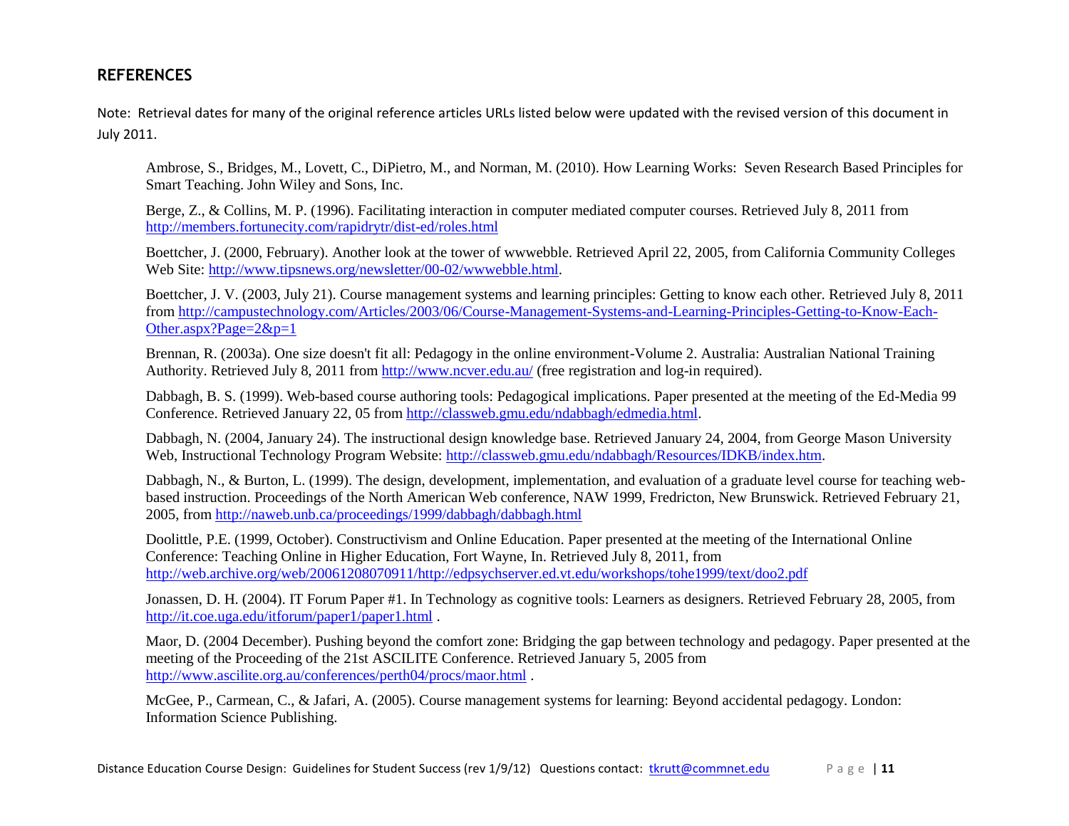## REFERENCES

Note: Retrieval dates for many of the original reference articles URLs listed below were updated with the revised version of this document in July 2011.

Ambrose, S., Bridges, M., Lovett, C., DiPietro, M., and Norman, M. (2010). How Learning Works: Seven Research Based Principles for Smart Teaching. John Wiley and Sons, Inc.

Berge, Z., & Collins, M. P. (1996). Facilitating interaction in computer mediated computer courses. Retrieved July 8, 2011 from http://members.fortunecity.com/rapidrytr/dist-ed/roles.html

Boettcher, J. (2000, February). Another look at the tower of wwwebble. Retrieved April 22, 2005, from California Community Colleges Web Site: http://www.tipsnews.org/newsletter/00-02/wwwebble.html.

Boettcher, J. V. (2003, July 21). Course management systems and learning principles: Getting to know each other. Retrieved July 8, 2011 from http://campustechnology.com/Articles/2003/06/Course-Management-Systems-and-Learning-Principles-Getting-to-Know-Each-Other.aspx?Page=2&p=1

Brennan, R. (2003a). One size doesn't fit all: Pedagogy in the online environment-Volume 2. Australia: Australian National Training Authority. Retrieved July 8, 2011 from http://www.ncver.edu.au/ (free registration and log-in required).

Dabbagh, B. S. (1999). Web-based course authoring tools: Pedagogical implications. Paper presented at the meeting of the Ed-Media 99 Conference. Retrieved January 22, 05 from http://classweb.gmu.edu/ndabbagh/edmedia.html.

Dabbagh, N. (2004, January 24). The instructional design knowledge base. Retrieved January 24, 2004, from George Mason University Web, Instructional Technology Program Website: http://classweb.gmu.edu/ndabbagh/Resources/IDKB/index.htm.

Dabbagh, N., & Burton, L. (1999). The design, development, implementation, and evaluation of a graduate level course for teaching web-based instruction. Proceedings of the North American Web conference, NAW 1999, Fredricton, New Brunswick. Retrieved February 21, 2005, from http://naweb.unb.ca/proceedings/1999/dabbagh/dabbagh.html

Doolittle, P.E. (1999, October). Constructivism and Online Education. Paper presented at the meeting of the International Online Conference: Teaching Online in Higher Education, Fort Wayne, In. Retrieved July 8, 2011, from http://web.archive.org/web/20061208070911/http://edpsychserver.ed.vt.edu/workshops/tohe1999/text/doo2.pdf

Jonassen, D. H. (2004). IT Forum Paper #1. In Technology as cognitive tools: Learners as designers. Retrieved February 28, 2005, from http://it.coe.uga.edu/itforum/paper1/paper1.html .

Maor, D. (2004 December). Pushing beyond the comfort zone: Bridging the gap between technology and pedagogy. Paper presented at the meeting of the Proceeding of the 21st ASCILITE Conference. Retrieved January 5, 2005 from http://www.ascilite.org.au/conferences/perth04/procs/maor.html .

McGee, P., Carmean, C., & Jafari, A. (2005). Course management systems for learning: Beyond accidental pedagogy. London: Information Science Publishing.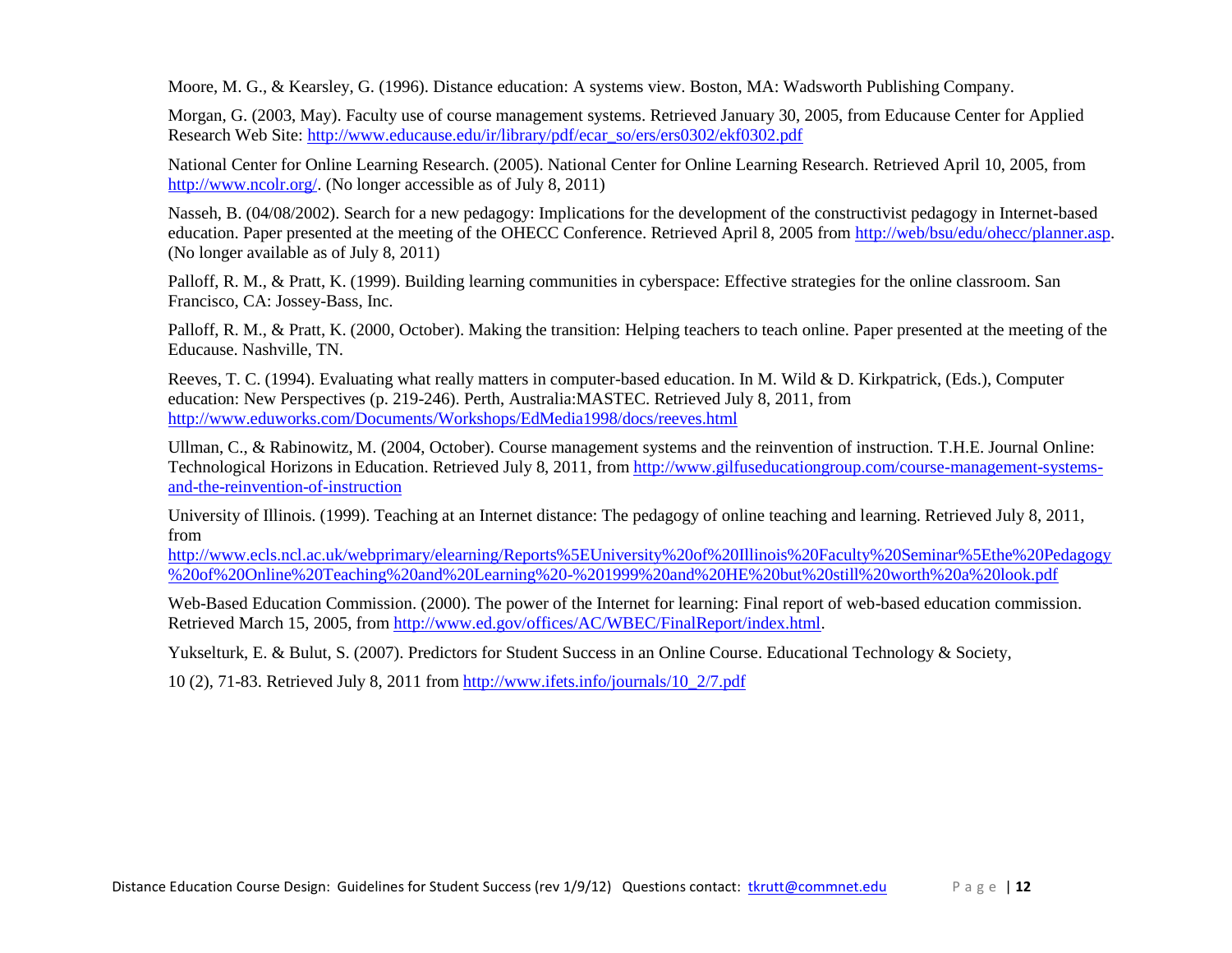Moore, M. G., & Kearsley, G. (1996). Distance education: A systems view. Boston, MA: Wadsworth Publishing Company.

Morgan, G. (2003, May). Faculty use of course management systems. Retrieved January 30, 2005, from Educause Center for Applied Research Web Site: http://www.educause.edu/ir/library/pdf/ecar_so/ers/ers0302/ekf0302.pdf

National Center for Online Learning Research. (2005). National Center for Online Learning Research. Retrieved April 10, 2005, from http://www.ncolr.org/. (No longer accessible as of July 8, 2011)

Nasseh, B. (04/08/2002). Search for a new pedagogy: Implications for the development of the constructivist pedagogy in Internet-based education. Paper presented at the meeting of the OHECC Conference. Retrieved April 8, 2005 from http://web/bsu/edu/ohecc/planner.asp. (No longer available as of July 8, 2011)

Palloff, R. M., & Pratt, K. (1999). Building learning communities in cyberspace: Effective strategies for the online classroom. San Francisco, CA: Jossey-Bass, Inc.

Palloff, R. M., & Pratt, K. (2000, October). Making the transition: Helping teachers to teach online. Paper presented at the meeting of the Educause. Nashville, TN.

Reeves, T. C. (1994). Evaluating what really matters in computer-based education. In M. Wild & D. Kirkpatrick, (Eds.), Computer education: New Perspectives (p. 219-246). Perth, Australia:MASTEC. Retrieved July 8, 2011, from http://www.eduworks.com/Documents/Workshops/EdMedia1998/docs/reeves.html

Ullman, C., & Rabinowitz, M. (2004, October). Course management systems and the reinvention of instruction. T.H.E. Journal Online: Technological Horizons in Education. Retrieved July 8, 2011, from http://www.gilfuseducationgroup.com/course-management-systems-and-the-reinvention-of-instruction

University of Illinois. (1999). Teaching at an Internet distance: The pedagogy of online teaching and learning. Retrieved July 8, 2011, from http://www.ecls.ncl.ac.uk/webprimary/elearning/Reports%5EUniversity%20of%20Illinois%20Faculty%20Seminar%5Ethe%20Pedagogy%20of%20Online%20Teaching%20and%20Learning%20-%201999%20and%20HE%20but%20still%20worth%20a%20look.pdf

Web-Based Education Commission. (2000). The power of the Internet for learning: Final report of web-based education commission. Retrieved March 15, 2005, from http://www.ed.gov/offices/AC/WBEC/FinalReport/index.html.

Yukselturk, E. & Bulut, S. (2007). Predictors for Student Success in an Online Course. Educational Technology & Society,

10 (2), 71-83. Retrieved July 8, 2011 from http://www.ifets.info/journals/10_2/7.pdf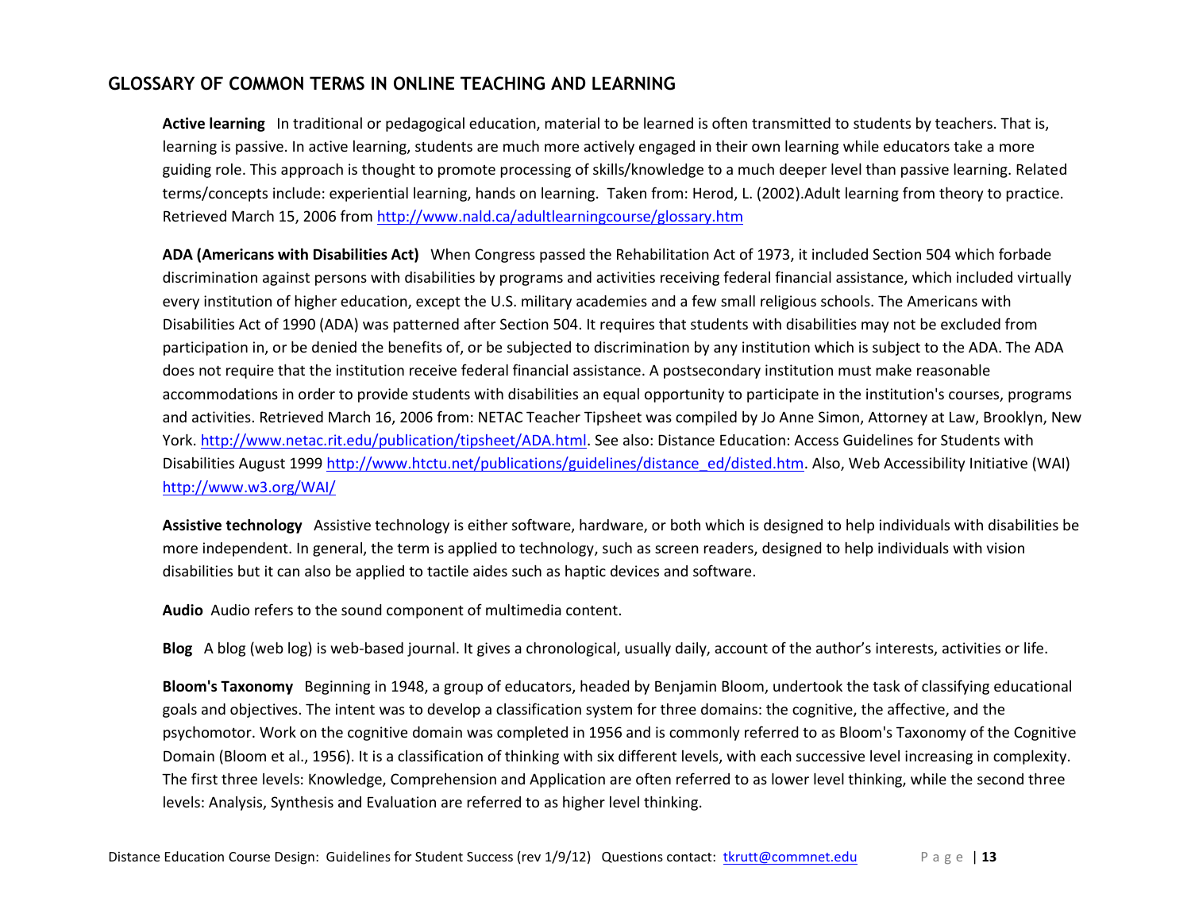## GLOSSARY OF COMMON TERMS IN ONLINE TEACHING AND LEARNING

**Active learning** In traditional or pedagogical education, material to be learned is often transmitted to students by teachers. That is, learning is passive. In active learning, students are much more actively engaged in their own learning while educators take a more guiding role. This approach is thought to promote processing of skills/knowledge to a much deeper level than passive learning. Related terms/concepts include: experiential learning, hands on learning. Taken from: Herod, L. (2002).Adult learning from theory to practice. Retrieved March 15, 2006 from http://www.nald.ca/adultlearningcourse/glossary.htm

**ADA (Americans with Disabilities Act)** When Congress passed the Rehabilitation Act of 1973, it included Section 504 which forbade discrimination against persons with disabilities by programs and activities receiving federal financial assistance, which included virtually every institution of higher education, except the U.S. military academies and a few small religious schools. The Americans with Disabilities Act of 1990 (ADA) was patterned after Section 504. It requires that students with disabilities may not be excluded from participation in, or be denied the benefits of, or be subjected to discrimination by any institution which is subject to the ADA. The ADA does not require that the institution receive federal financial assistance. A postsecondary institution must make reasonable accommodations in order to provide students with disabilities an equal opportunity to participate in the institution's courses, programs and activities. Retrieved March 16, 2006 from: NETAC Teacher Tipsheet was compiled by Jo Anne Simon, Attorney at Law, Brooklyn, New York. http://www.netac.rit.edu/publication/tipsheet/ADA.html. See also: Distance Education: Access Guidelines for Students with Disabilities August 1999 http://www.htctu.net/publications/guidelines/distance_ed/disted.htm. Also, Web Accessibility Initiative (WAI) http://www.w3.org/WAI/

**Assistive technology** Assistive technology is either software, hardware, or both which is designed to help individuals with disabilities be more independent. In general, the term is applied to technology, such as screen readers, designed to help individuals with vision disabilities but it can also be applied to tactile aides such as haptic devices and software.

**Audio** Audio refers to the sound component of multimedia content.

**Blog** A blog (web log) is web-based journal. It gives a chronological, usually daily, account of the author's interests, activities or life.

**Bloom's Taxonomy** Beginning in 1948, a group of educators, headed by Benjamin Bloom, undertook the task of classifying educational goals and objectives. The intent was to develop a classification system for three domains: the cognitive, the affective, and the psychomotor. Work on the cognitive domain was completed in 1956 and is commonly referred to as Bloom's Taxonomy of the Cognitive Domain (Bloom et al., 1956). It is a classification of thinking with six different levels, with each successive level increasing in complexity. The first three levels: Knowledge, Comprehension and Application are often referred to as lower level thinking, while the second three levels: Analysis, Synthesis and Evaluation are referred to as higher level thinking.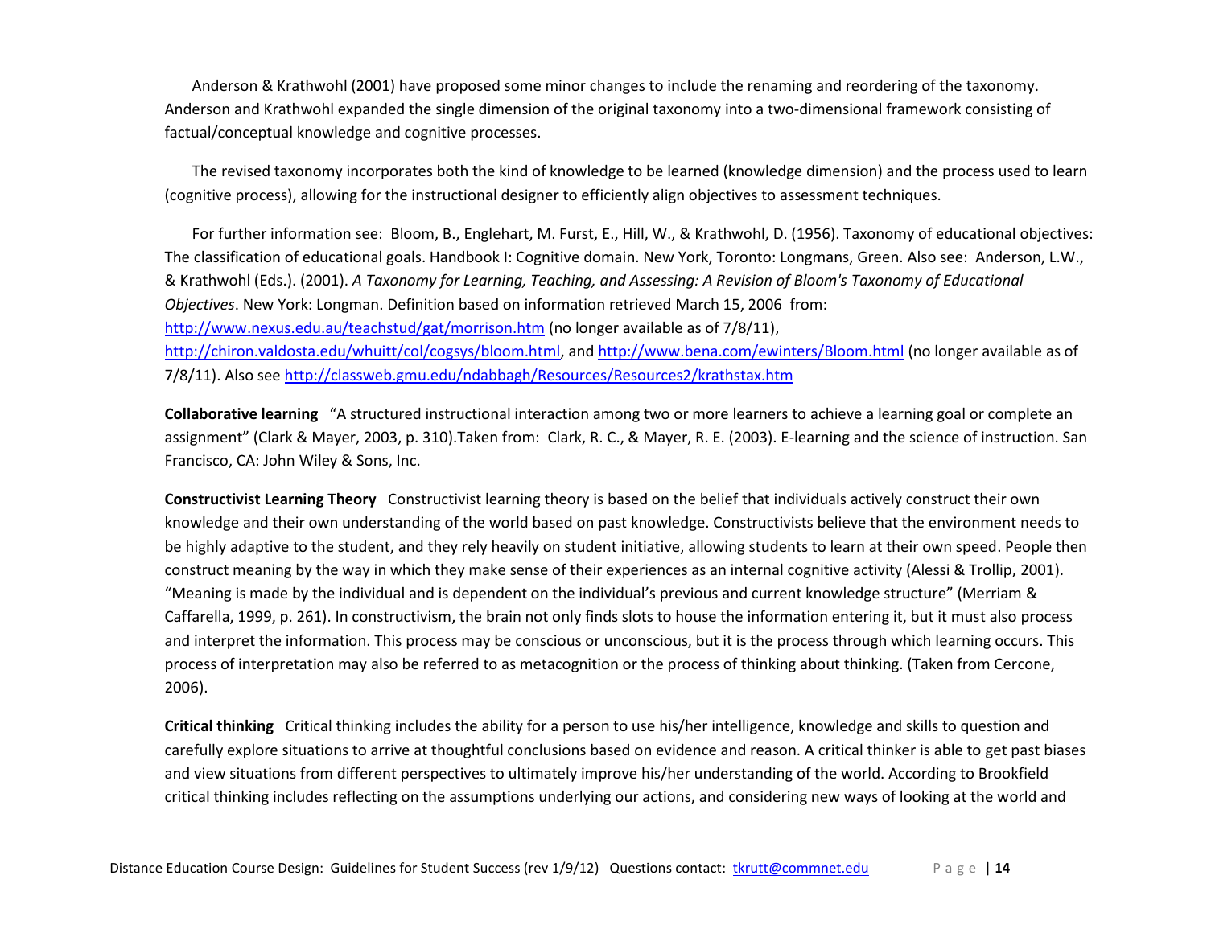Anderson & Krathwohl (2001) have proposed some minor changes to include the renaming and reordering of the taxonomy. Anderson and Krathwohl expanded the single dimension of the original taxonomy into a two-dimensional framework consisting of factual/conceptual knowledge and cognitive processes.

The revised taxonomy incorporates both the kind of knowledge to be learned (knowledge dimension) and the process used to learn (cognitive process), allowing for the instructional designer to efficiently align objectives to assessment techniques.

For further information see: Bloom, B., Englehart, M. Furst, E., Hill, W., & Krathwohl, D. (1956). Taxonomy of educational objectives: The classification of educational goals. Handbook I: Cognitive domain. New York, Toronto: Longmans, Green. Also see: Anderson, L.W., & Krathwohl (Eds.). (2001). *A Taxonomy for Learning, Teaching, and Assessing: A Revision of Bloom's Taxonomy of Educational Objectives*. New York: Longman. Definition based on information retrieved March 15, 2006 from: [http://www.nexus.edu.au/teachstud/gat/morrison.htm](http://www.nexus.edu.au/teachstud/gat/morrison.htm) (no longer available as of 7/8/11), [http://chiron.valdosta.edu/whuitt/col/cogsys/bloom.html](http://chiron.valdosta.edu/whuitt/col/cogsys/bloom.html), and [http://www.bena.com/ewinters/Bloom.html](http://www.bena.com/ewinters/Bloom.html) (no longer available as of 7/8/11). Also see [http://classweb.gmu.edu/ndabbagh/Resources/Resources2/krathstax.htm](http://classweb.gmu.edu/ndabbagh/Resources/Resources2/krathstax.htm)

**Collaborative learning** "A structured instructional interaction among two or more learners to achieve a learning goal or complete an assignment" (Clark & Mayer, 2003, p. 310).Taken from: Clark, R. C., & Mayer, R. E. (2003). E-learning and the science of instruction. San Francisco, CA: John Wiley & Sons, Inc.

**Constructivist Learning Theory** Constructivist learning theory is based on the belief that individuals actively construct their own knowledge and their own understanding of the world based on past knowledge. Constructivists believe that the environment needs to be highly adaptive to the student, and they rely heavily on student initiative, allowing students to learn at their own speed. People then construct meaning by the way in which they make sense of their experiences as an internal cognitive activity (Alessi & Trollip, 2001). "Meaning is made by the individual and is dependent on the individual's previous and current knowledge structure" (Merriam & Caffarella, 1999, p. 261). In constructivism, the brain not only finds slots to house the information entering it, but it must also process and interpret the information. This process may be conscious or unconscious, but it is the process through which learning occurs. This process of interpretation may also be referred to as metacognition or the process of thinking about thinking. (Taken from Cercone, 2006).

**Critical thinking** Critical thinking includes the ability for a person to use his/her intelligence, knowledge and skills to question and carefully explore situations to arrive at thoughtful conclusions based on evidence and reason. A critical thinker is able to get past biases and view situations from different perspectives to ultimately improve his/her understanding of the world. According to Brookfield critical thinking includes reflecting on the assumptions underlying our actions, and considering new ways of looking at the world and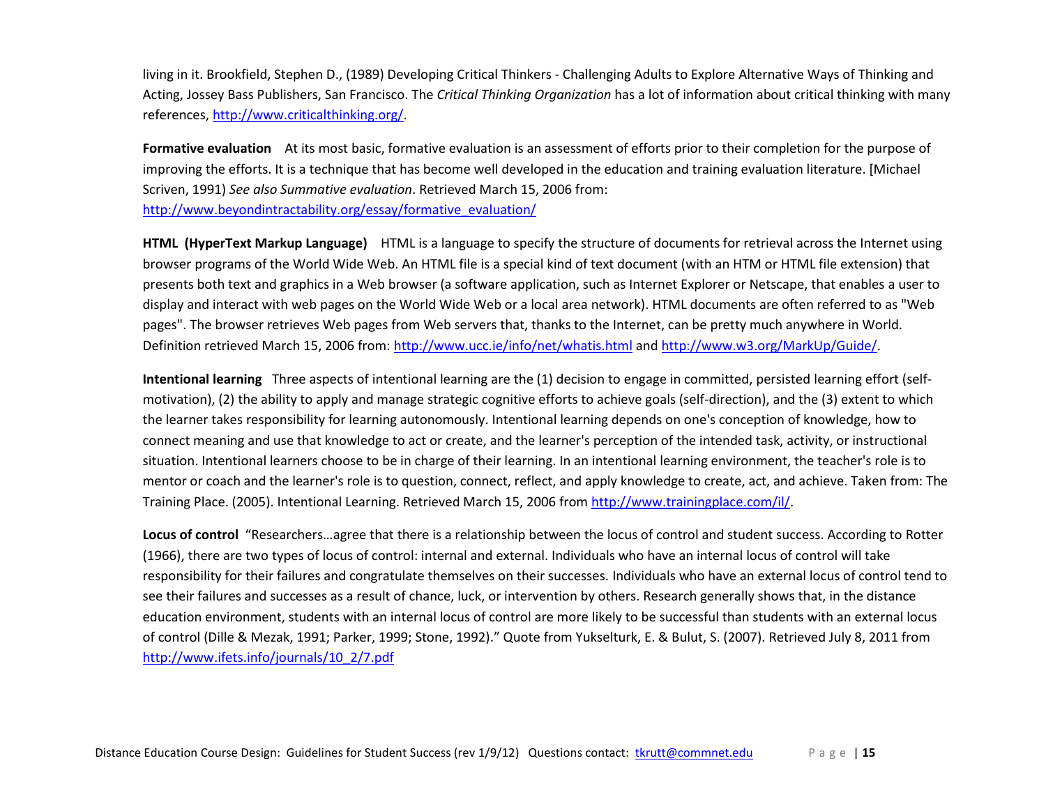living in it. Brookfield, Stephen D., (1989) Developing Critical Thinkers - Challenging Adults to Explore Alternative Ways of Thinking and Acting, Jossey Bass Publishers, San Francisco. The *Critical Thinking Organization* has a lot of information about critical thinking with many references, http://www.criticalthinking.org/.

**Formative evaluation** At its most basic, formative evaluation is an assessment of efforts prior to their completion for the purpose of improving the efforts. It is a technique that has become well developed in the education and training evaluation literature. [Michael Scriven, 1991) *See also Summative evaluation*. Retrieved March 15, 2006 from: http://www.beyondintractability.org/essay/formative_evaluation/

**HTML (HyperText Markup Language)** HTML is a language to specify the structure of documents for retrieval across the Internet using browser programs of the World Wide Web. An HTML file is a special kind of text document (with an HTM or HTML file extension) that presents both text and graphics in a Web browser (a software application, such as Internet Explorer or Netscape, that enables a user to display and interact with web pages on the World Wide Web or a local area network). HTML documents are often referred to as "Web pages". The browser retrieves Web pages from Web servers that, thanks to the Internet, can be pretty much anywhere in World. Definition retrieved March 15, 2006 from: http://www.ucc.ie/info/net/whatis.html and http://www.w3.org/MarkUp/Guide/.

**Intentional learning** Three aspects of intentional learning are the (1) decision to engage in committed, persisted learning effort (self-motivation), (2) the ability to apply and manage strategic cognitive efforts to achieve goals (self-direction), and the (3) extent to which the learner takes responsibility for learning autonomously. Intentional learning depends on one's conception of knowledge, how to connect meaning and use that knowledge to act or create, and the learner's perception of the intended task, activity, or instructional situation. Intentional learners choose to be in charge of their learning. In an intentional learning environment, the teacher's role is to mentor or coach and the learner's role is to question, connect, reflect, and apply knowledge to create, act, and achieve. Taken from: The Training Place. (2005). Intentional Learning. Retrieved March 15, 2006 from http://www.trainingplace.com/il/.

**Locus of control** "Researchers…agree that there is a relationship between the locus of control and student success. According to Rotter (1966), there are two types of locus of control: internal and external. Individuals who have an internal locus of control will take responsibility for their failures and congratulate themselves on their successes. Individuals who have an external locus of control tend to see their failures and successes as a result of chance, luck, or intervention by others. Research generally shows that, in the distance education environment, students with an internal locus of control are more likely to be successful than students with an external locus of control (Dille & Mezak, 1991; Parker, 1999; Stone, 1992)." Quote from Yukselturk, E. & Bulut, S. (2007). Retrieved July 8, 2011 from http://www.ifets.info/journals/10_2/7.pdf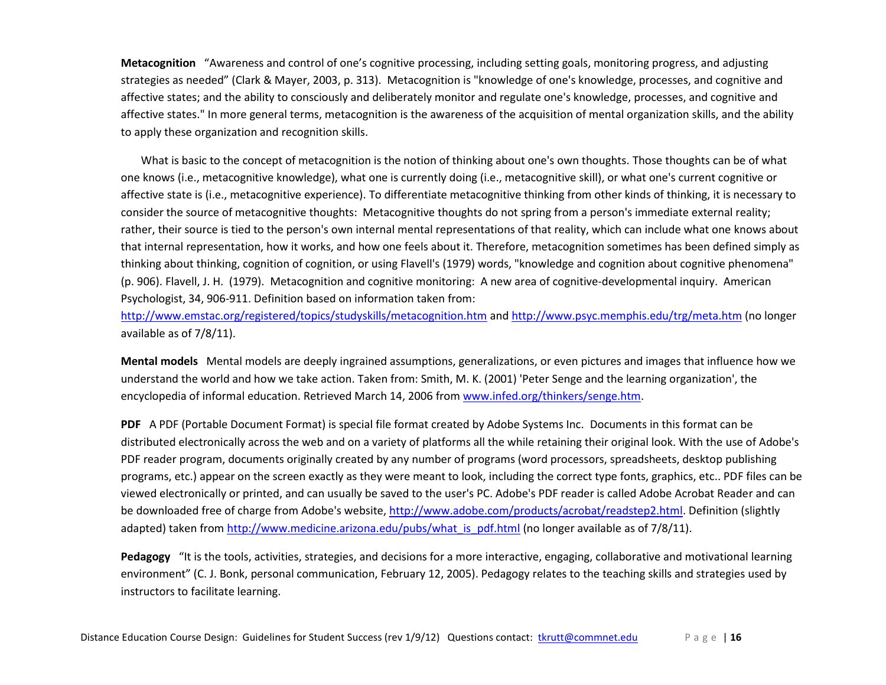**Metacognition** "Awareness and control of one's cognitive processing, including setting goals, monitoring progress, and adjusting strategies as needed" (Clark & Mayer, 2003, p. 313). Metacognition is "knowledge of one's knowledge, processes, and cognitive and affective states; and the ability to consciously and deliberately monitor and regulate one's knowledge, processes, and cognitive and affective states." In more general terms, metacognition is the awareness of the acquisition of mental organization skills, and the ability to apply these organization and recognition skills.

What is basic to the concept of metacognition is the notion of thinking about one's own thoughts. Those thoughts can be of what one knows (i.e., metacognitive knowledge), what one is currently doing (i.e., metacognitive skill), or what one's current cognitive or affective state is (i.e., metacognitive experience). To differentiate metacognitive thinking from other kinds of thinking, it is necessary to consider the source of metacognitive thoughts: Metacognitive thoughts do not spring from a person's immediate external reality; rather, their source is tied to the person's own internal mental representations of that reality, which can include what one knows about that internal representation, how it works, and how one feels about it. Therefore, metacognition sometimes has been defined simply as thinking about thinking, cognition of cognition, or using Flavell's (1979) words, "knowledge and cognition about cognitive phenomena" (p. 906). Flavell, J. H. (1979). Metacognition and cognitive monitoring: A new area of cognitive-developmental inquiry. American Psychologist, 34, 906-911. Definition based on information taken from: http://www.emstac.org/registered/topics/studyskills/metacognition.htm and http://www.psyc.memphis.edu/trg/meta.htm (no longer available as of 7/8/11).

**Mental models** Mental models are deeply ingrained assumptions, generalizations, or even pictures and images that influence how we understand the world and how we take action. Taken from: Smith, M. K. (2001) 'Peter Senge and the learning organization', the encyclopedia of informal education. Retrieved March 14, 2006 from www.infed.org/thinkers/senge.htm.

**PDF** A PDF (Portable Document Format) is special file format created by Adobe Systems Inc. Documents in this format can be distributed electronically across the web and on a variety of platforms all the while retaining their original look. With the use of Adobe's PDF reader program, documents originally created by any number of programs (word processors, spreadsheets, desktop publishing programs, etc.) appear on the screen exactly as they were meant to look, including the correct type fonts, graphics, etc.. PDF files can be viewed electronically or printed, and can usually be saved to the user's PC. Adobe's PDF reader is called Adobe Acrobat Reader and can be downloaded free of charge from Adobe's website, http://www.adobe.com/products/acrobat/readstep2.html. Definition (slightly adapted) taken from http://www.medicine.arizona.edu/pubs/what_is_pdf.html (no longer available as of 7/8/11).

**Pedagogy** "It is the tools, activities, strategies, and decisions for a more interactive, engaging, collaborative and motivational learning environment" (C. J. Bonk, personal communication, February 12, 2005). Pedagogy relates to the teaching skills and strategies used by instructors to facilitate learning.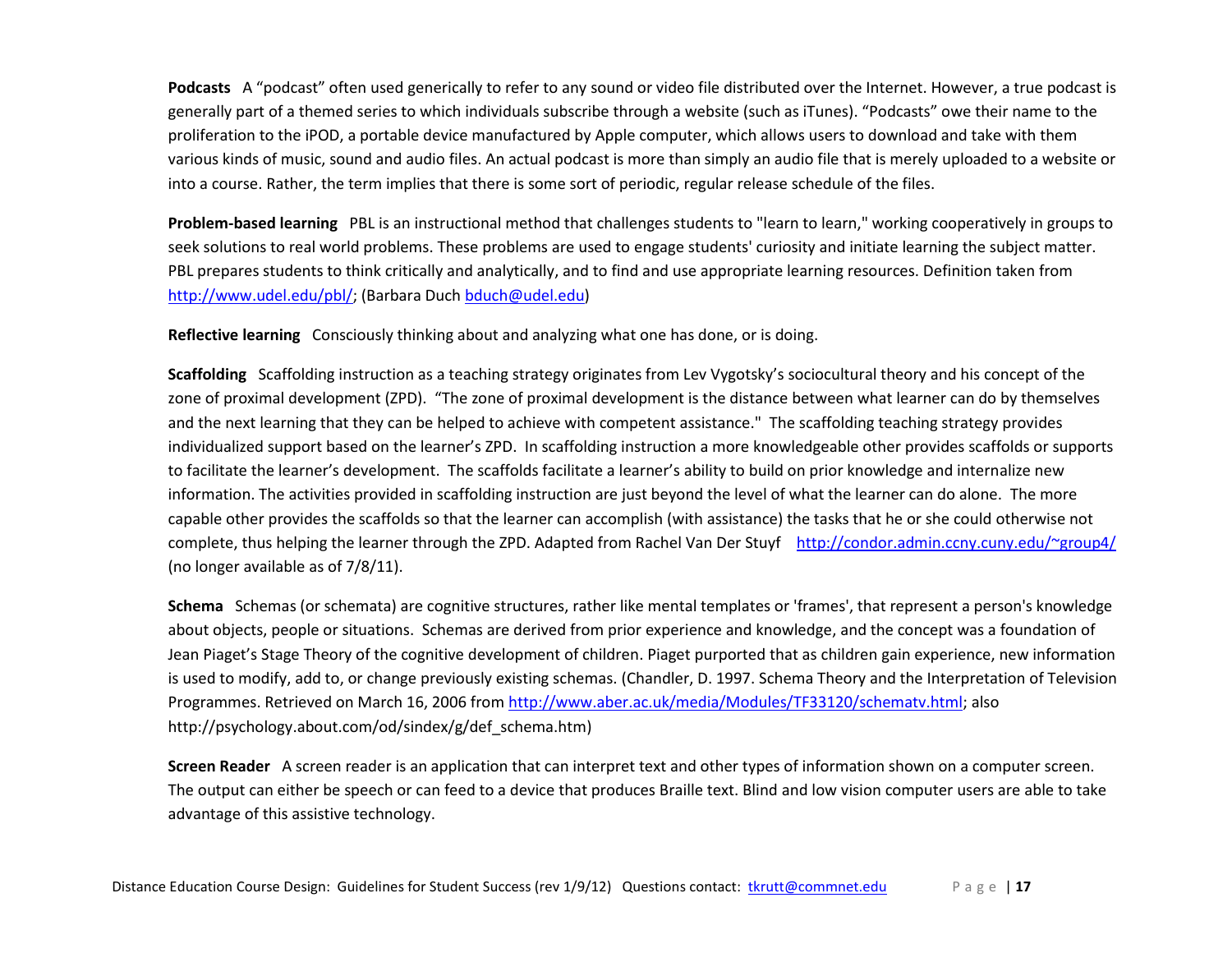**Podcasts** A "podcast" often used generically to refer to any sound or video file distributed over the Internet. However, a true podcast is generally part of a themed series to which individuals subscribe through a website (such as iTunes). "Podcasts" owe their name to the proliferation to the iPOD, a portable device manufactured by Apple computer, which allows users to download and take with them various kinds of music, sound and audio files. An actual podcast is more than simply an audio file that is merely uploaded to a website or into a course. Rather, the term implies that there is some sort of periodic, regular release schedule of the files.

**Problem-based learning** PBL is an instructional method that challenges students to "learn to learn," working cooperatively in groups to seek solutions to real world problems. These problems are used to engage students' curiosity and initiate learning the subject matter. PBL prepares students to think critically and analytically, and to find and use appropriate learning resources. Definition taken from http://www.udel.edu/pbl/; (Barbara Duch bduch@udel.edu)

**Reflective learning** Consciously thinking about and analyzing what one has done, or is doing.

**Scaffolding** Scaffolding instruction as a teaching strategy originates from Lev Vygotsky's sociocultural theory and his concept of the zone of proximal development (ZPD). "The zone of proximal development is the distance between what learner can do by themselves and the next learning that they can be helped to achieve with competent assistance." The scaffolding teaching strategy provides individualized support based on the learner's ZPD. In scaffolding instruction a more knowledgeable other provides scaffolds or supports to facilitate the learner's development. The scaffolds facilitate a learner's ability to build on prior knowledge and internalize new information. The activities provided in scaffolding instruction are just beyond the level of what the learner can do alone. The more capable other provides the scaffolds so that the learner can accomplish (with assistance) the tasks that he or she could otherwise not complete, thus helping the learner through the ZPD. Adapted from Rachel Van Der Stuyf http://condor.admin.ccny.cuny.edu/~group4/ (no longer available as of 7/8/11).

**Schema** Schemas (or schemata) are cognitive structures, rather like mental templates or 'frames', that represent a person's knowledge about objects, people or situations. Schemas are derived from prior experience and knowledge, and the concept was a foundation of Jean Piaget's Stage Theory of the cognitive development of children. Piaget purported that as children gain experience, new information is used to modify, add to, or change previously existing schemas. (Chandler, D. 1997. Schema Theory and the Interpretation of Television Programmes. Retrieved on March 16, 2006 from http://www.aber.ac.uk/media/Modules/TF33120/schematv.html; also http://psychology.about.com/od/sindex/g/def_schema.htm)

**Screen Reader** A screen reader is an application that can interpret text and other types of information shown on a computer screen. The output can either be speech or can feed to a device that produces Braille text. Blind and low vision computer users are able to take advantage of this assistive technology.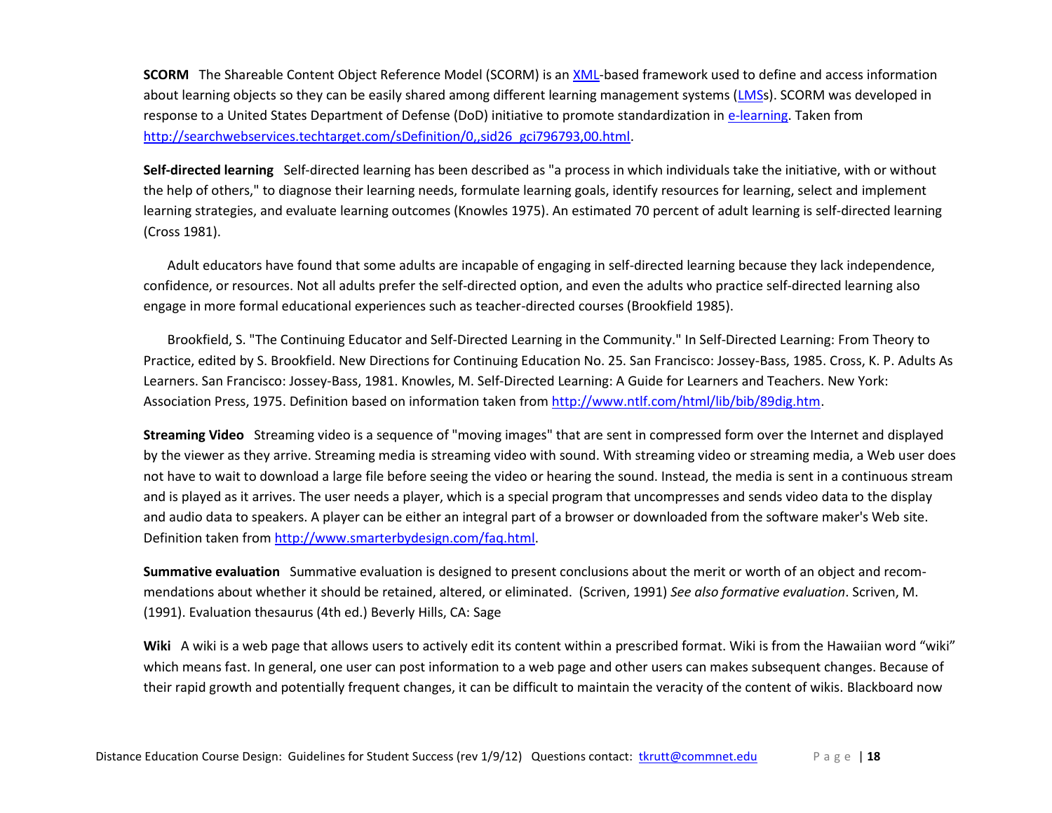**SCORM** The Shareable Content Object Reference Model (SCORM) is an XML-based framework used to define and access information about learning objects so they can be easily shared among different learning management systems (LMSs). SCORM was developed in response to a United States Department of Defense (DoD) initiative to promote standardization in e-learning. Taken from http://searchwebservices.techtarget.com/sDefinition/0,,sid26_gci796793,00.html.

**Self-directed learning** Self-directed learning has been described as "a process in which individuals take the initiative, with or without the help of others," to diagnose their learning needs, formulate learning goals, identify resources for learning, select and implement learning strategies, and evaluate learning outcomes (Knowles 1975). An estimated 70 percent of adult learning is self-directed learning (Cross 1981).

Adult educators have found that some adults are incapable of engaging in self-directed learning because they lack independence, confidence, or resources. Not all adults prefer the self-directed option, and even the adults who practice self-directed learning also engage in more formal educational experiences such as teacher-directed courses (Brookfield 1985).

Brookfield, S. "The Continuing Educator and Self-Directed Learning in the Community." In Self-Directed Learning: From Theory to Practice, edited by S. Brookfield. New Directions for Continuing Education No. 25. San Francisco: Jossey-Bass, 1985. Cross, K. P. Adults As Learners. San Francisco: Jossey-Bass, 1981. Knowles, M. Self-Directed Learning: A Guide for Learners and Teachers. New York: Association Press, 1975. Definition based on information taken from http://www.ntlf.com/html/lib/bib/89dig.htm.

**Streaming Video** Streaming video is a sequence of "moving images" that are sent in compressed form over the Internet and displayed by the viewer as they arrive. Streaming media is streaming video with sound. With streaming video or streaming media, a Web user does not have to wait to download a large file before seeing the video or hearing the sound. Instead, the media is sent in a continuous stream and is played as it arrives. The user needs a player, which is a special program that uncompresses and sends video data to the display and audio data to speakers. A player can be either an integral part of a browser or downloaded from the software maker's Web site. Definition taken from http://www.smarterbydesign.com/faq.html.

**Summative evaluation** Summative evaluation is designed to present conclusions about the merit or worth of an object and recommendations about whether it should be retained, altered, or eliminated. (Scriven, 1991) *See also formative evaluation*. Scriven, M. (1991). Evaluation thesaurus (4th ed.) Beverly Hills, CA: Sage

**Wiki** A wiki is a web page that allows users to actively edit its content within a prescribed format. Wiki is from the Hawaiian word "wiki" which means fast. In general, one user can post information to a web page and other users can makes subsequent changes. Because of their rapid growth and potentially frequent changes, it can be difficult to maintain the veracity of the content of wikis. Blackboard now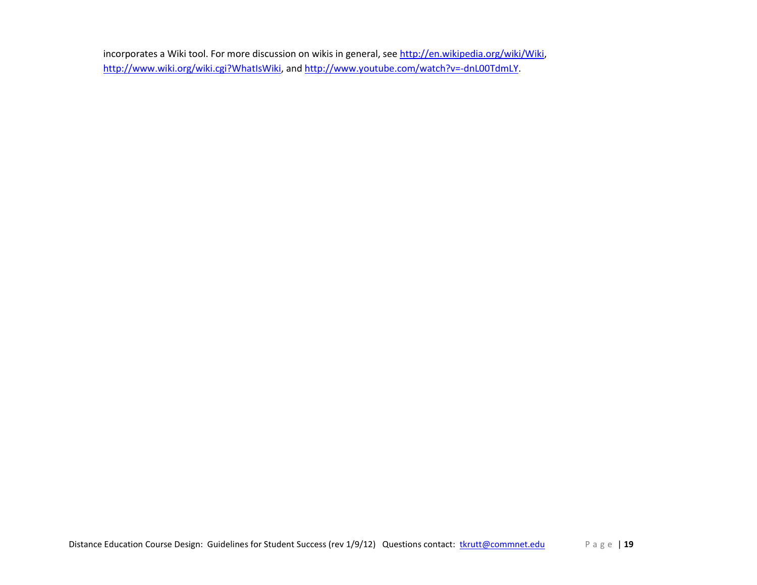incorporates a Wiki tool. For more discussion on wikis in general, see http://en.wikipedia.org/wiki/Wiki, http://www.wiki.org/wiki.cgi?WhatIsWiki, and http://www.youtube.com/watch?v=-dnL00TdmLY.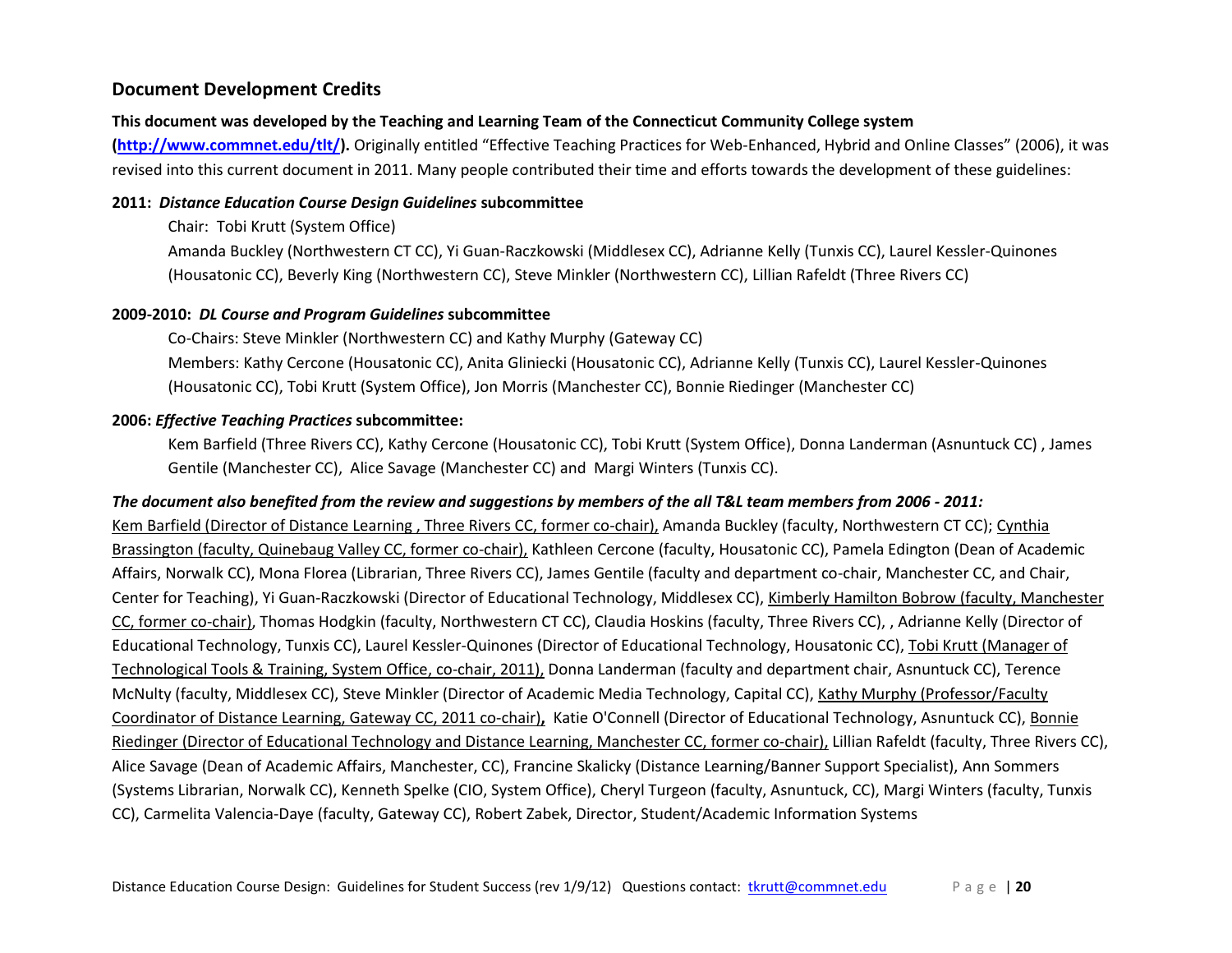## Document Development Credits

**This document was developed by the Teaching and Learning Team of the Connecticut Community College system ([http://www.commnet.edu/tlt/](http://www.commnet.edu/tlt/)).** Originally entitled "Effective Teaching Practices for Web-Enhanced, Hybrid and Online Classes" (2006), it was revised into this current document in 2011. Many people contributed their time and efforts towards the development of these guidelines:

**2011:** ***Distance Education Course Design Guidelines*** **subcommittee**

Chair: Tobi Krutt (System Office)

Amanda Buckley (Northwestern CT CC), Yi Guan-Raczkowski (Middlesex CC), Adrianne Kelly (Tunxis CC), Laurel Kessler-Quinones (Housatonic CC), Beverly King (Northwestern CC), Steve Minkler (Northwestern CC), Lillian Rafeldt (Three Rivers CC)

**2009-2010:** ***DL Course and Program Guidelines*** **subcommittee**

Co-Chairs: Steve Minkler (Northwestern CC) and Kathy Murphy (Gateway CC)

Members: Kathy Cercone (Housatonic CC), Anita Gliniecki (Housatonic CC), Adrianne Kelly (Tunxis CC), Laurel Kessler-Quinones (Housatonic CC), Tobi Krutt (System Office), Jon Morris (Manchester CC), Bonnie Riedinger (Manchester CC)

**2006:** ***Effective Teaching Practices*** **subcommittee:**

Kem Barfield (Three Rivers CC), Kathy Cercone (Housatonic CC), Tobi Krutt (System Office), Donna Landerman (Asnuntuck CC) , James Gentile (Manchester CC), Alice Savage (Manchester CC) and Margi Winters (Tunxis CC).

***The document also benefited from the review and suggestions by members of the all T&L team members from 2006 - 2011:***

Kem Barfield (Director of Distance Learning , Three Rivers CC, former co-chair), Amanda Buckley (faculty, Northwestern CT CC); Cynthia Brassington (faculty, Quinebaug Valley CC, former co-chair), Kathleen Cercone (faculty, Housatonic CC), Pamela Edington (Dean of Academic Affairs, Norwalk CC), Mona Florea (Librarian, Three Rivers CC), James Gentile (faculty and department co-chair, Manchester CC, and Chair, Center for Teaching), Yi Guan-Raczkowski (Director of Educational Technology, Middlesex CC), Kimberly Hamilton Bobrow (faculty, Manchester CC, former co-chair), Thomas Hodgkin (faculty, Northwestern CT CC), Claudia Hoskins (faculty, Three Rivers CC), , Adrianne Kelly (Director of Educational Technology, Tunxis CC), Laurel Kessler-Quinones (Director of Educational Technology, Housatonic CC), Tobi Krutt (Manager of Technological Tools & Training, System Office, co-chair, 2011), Donna Landerman (faculty and department chair, Asnuntuck CC), Terence McNulty (faculty, Middlesex CC), Steve Minkler (Director of Academic Media Technology, Capital CC), Kathy Murphy (Professor/Faculty Coordinator of Distance Learning, Gateway CC, 2011 co-chair), Katie O'Connell (Director of Educational Technology, Asnuntuck CC), Bonnie Riedinger (Director of Educational Technology and Distance Learning, Manchester CC, former co-chair), Lillian Rafeldt (faculty, Three Rivers CC), Alice Savage (Dean of Academic Affairs, Manchester, CC), Francine Skalicky (Distance Learning/Banner Support Specialist), Ann Sommers (Systems Librarian, Norwalk CC), Kenneth Spelke (CIO, System Office), Cheryl Turgeon (faculty, Asnuntuck, CC), Margi Winters (faculty, Tunxis CC), Carmelita Valencia-Daye (faculty, Gateway CC), Robert Zabek, Director, Student/Academic Information Systems